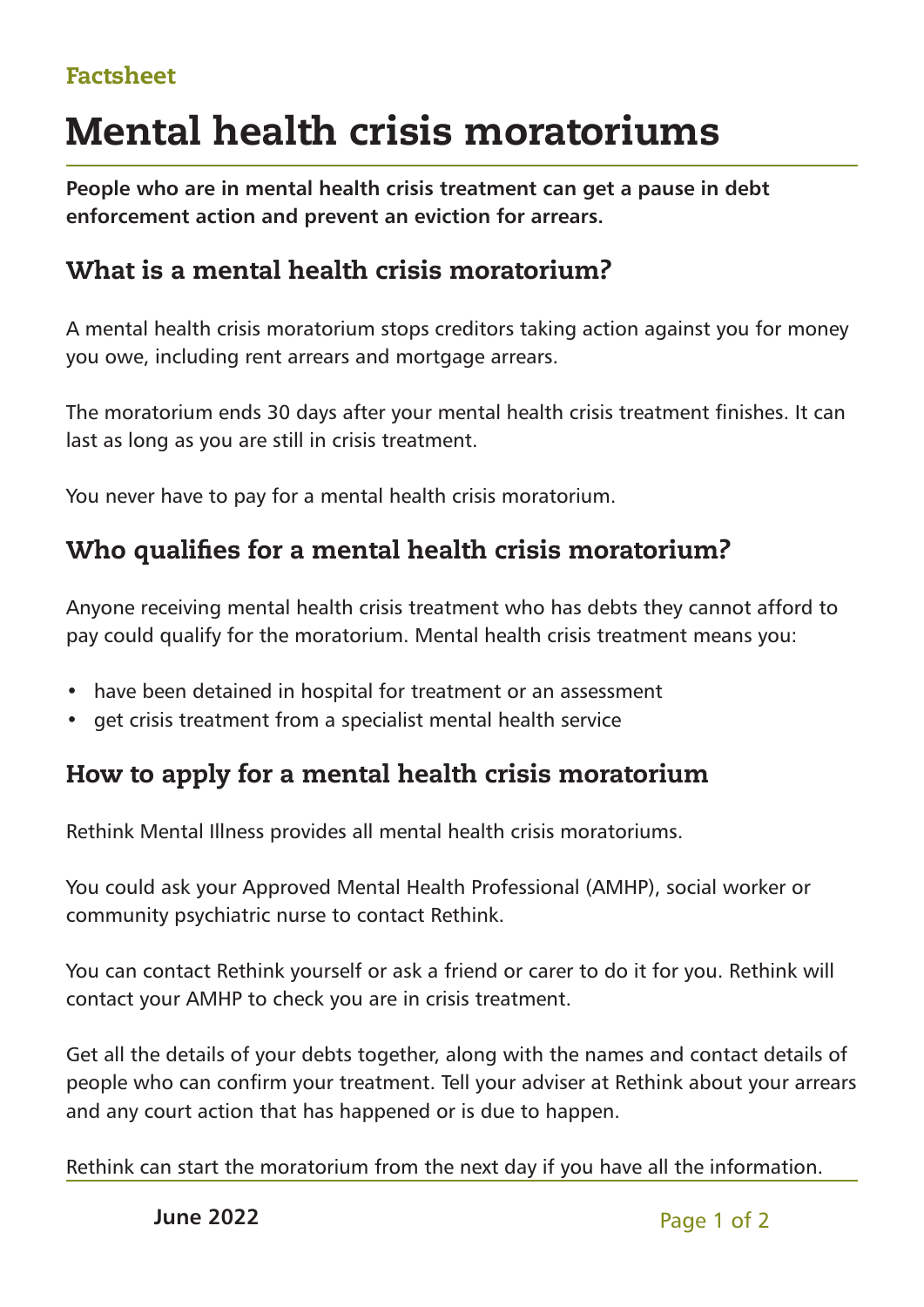Factsheet

# Mental health crisis moratoriums

**People who are in mental health crisis treatment can get a pause in debt enforcement action and prevent an eviction for arrears.**

## What is a mental health crisis moratorium?

A mental health crisis moratorium stops creditors taking action against you for money you owe, including rent arrears and mortgage arrears.

The moratorium ends 30 days after your mental health crisis treatment finishes. It can last as long as you are still in crisis treatment.

You never have to pay for a mental health crisis moratorium.

## Who qualifies for a mental health crisis moratorium?

Anyone receiving mental health crisis treatment who has debts they cannot afford to pay could qualify for the moratorium. Mental health crisis treatment means you:

- have been detained in hospital for treatment or an assessment
- get crisis treatment from a specialist mental health service

## How to apply for a mental health crisis moratorium

Rethink Mental Illness provides all mental health crisis moratoriums.

You could ask your Approved Mental Health Professional (AMHP), social worker or community psychiatric nurse to contact Rethink.

You can contact Rethink yourself or ask a friend or carer to do it for you. Rethink will contact your AMHP to check you are in crisis treatment.

Get all the details of your debts together, along with the names and contact details of people who can confirm your treatment. Tell your adviser at Rethink about your arrears and any court action that has happened or is due to happen.

Rethink can start the moratorium from the next day if you have all the information.

June 2022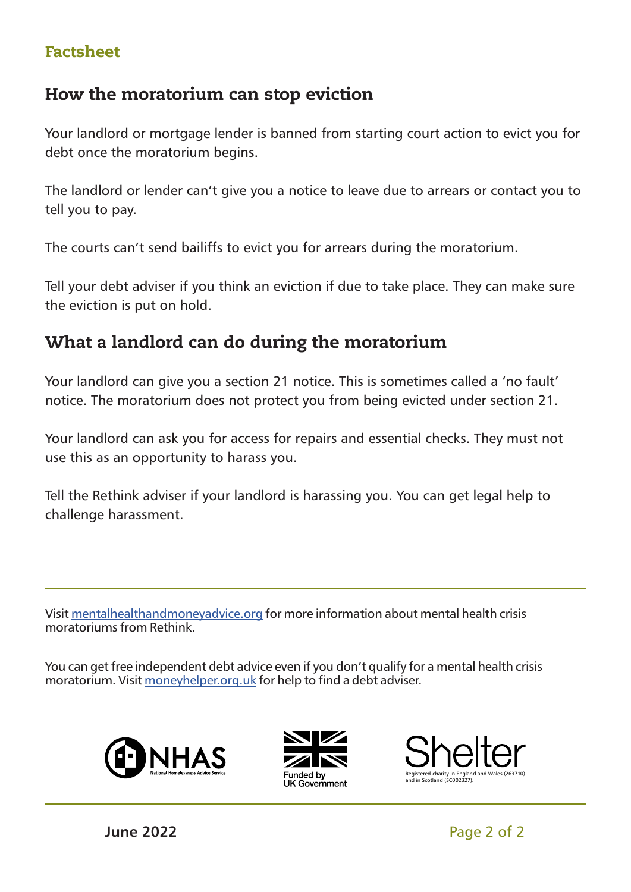Factsheet

## How the moratorium can stop eviction

Your landlord or mortgage lender is banned from starting court action to evict you for debt once the moratorium begins.

The landlord or lender can't give you a notice to leave due to arrears or contact you to tell you to pay.

The courts can't send bailiffs to evict you for arrears during the moratorium.

Tell your debt adviser if you think an eviction if due to take place. They can make sure the eviction is put on hold.

## What a landlord can do during the moratorium

Your landlord can give you a section 21 notice. This is sometimes called a 'no fault' notice. The moratorium does not protect you from being evicted under section 21.

Your landlord can ask you for access for repairs and essential checks. They must not use this as an opportunity to harass you.

Tell the Rethink adviser if your landlord is harassing you. You can get legal help to challenge harassment.

---

Visit [mentalhealthandmoneyadvice.org](https://mentalhealthandmoneyadvice.org) for more information about mental health crisis moratoriums from Rethink.

You can get free independent debt advice even if you don't qualify for a mental health crisis moratorium. Visit [moneyhelper.org.uk](https://moneyhelper.org.uk) for help to find a debt adviser.

---

NHAS National Homelessness Advice Service

Funded by UK Government

Shelter

Registered charity in England and Wales (263710) and in Scotland (SC002327).

June 2022